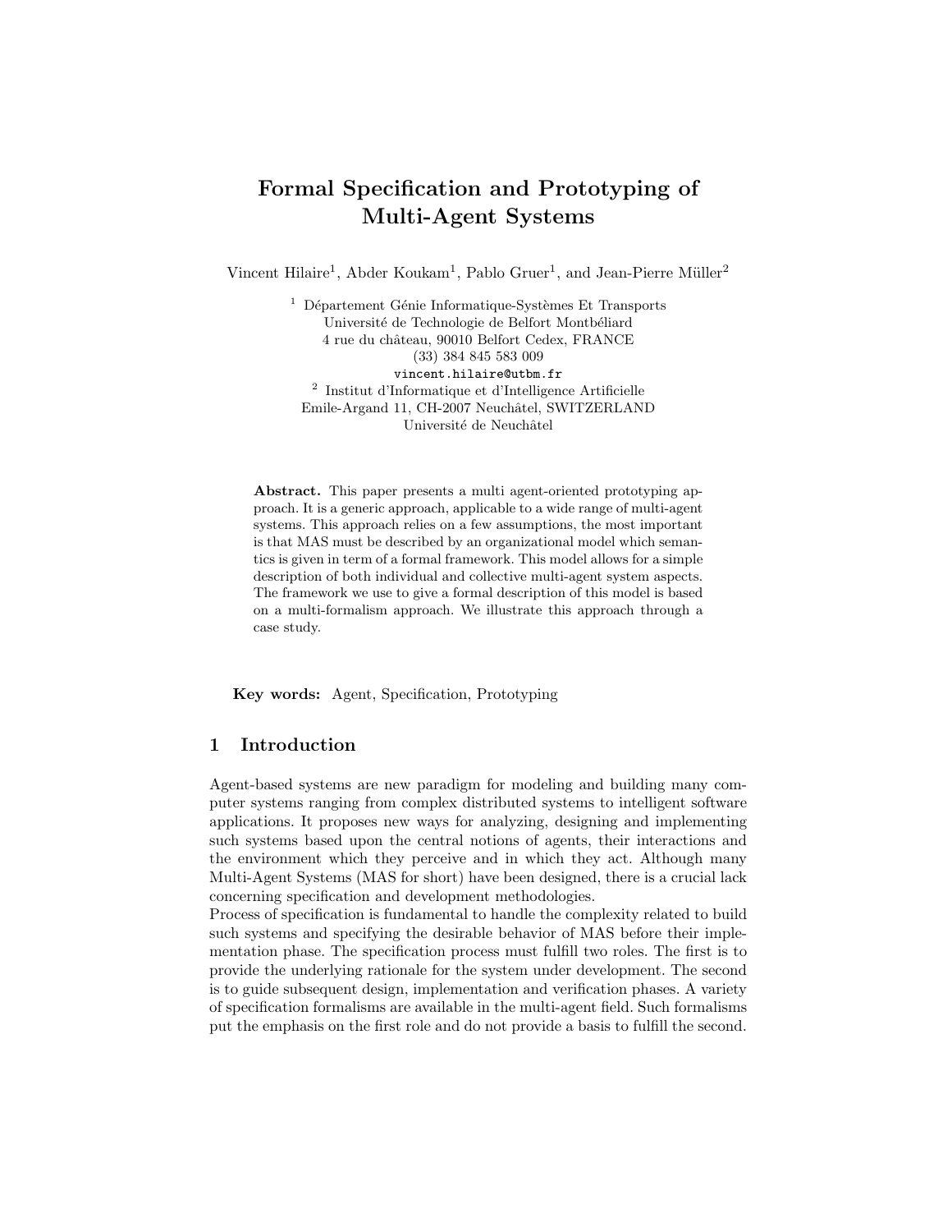# Formal Specification and Prototyping of Multi-Agent Systems

Vincent Hilaire[1], Abder Koukam[1], Pablo Gruer[1], and Jean-Pierre Müller[2]

[1] Département Génie Informatique-Systèmes Et Transports
Université de Technologie de Belfort Montbéliard
4 rue du château, 90010 Belfort Cedex, FRANCE
(33) 384 845 583 009
vincent.hilaire@utbm.fr

[2] Institut d'Informatique et d'Intelligence Artificielle
Emile-Argand 11, CH-2007 Neuchâtel, SWITZERLAND
Université de Neuchâtel

**Abstract.** This paper presents a multi agent-oriented prototyping approach. It is a generic approach, applicable to a wide range of multi-agent systems. This approach relies on a few assumptions, the most important is that MAS must be described by an organizational model which semantics is given in term of a formal framework. This model allows for a simple description of both individual and collective multi-agent system aspects. The framework we use to give a formal description of this model is based on a multi-formalism approach. We illustrate this approach through a case study.

**Key words:** Agent, Specification, Prototyping

## 1 Introduction

Agent-based systems are new paradigm for modeling and building many computer systems ranging from complex distributed systems to intelligent software applications. It proposes new ways for analyzing, designing and implementing such systems based upon the central notions of agents, their interactions and the environment which they perceive and in which they act. Although many Multi-Agent Systems (MAS for short) have been designed, there is a crucial lack concerning specification and development methodologies.
Process of specification is fundamental to handle the complexity related to build such systems and specifying the desirable behavior of MAS before their implementation phase. The specification process must fulfill two roles. The first is to provide the underlying rationale for the system under development. The second is to guide subsequent design, implementation and verification phases. A variety of specification formalisms are available in the multi-agent field. Such formalisms put the emphasis on the first role and do not provide a basis to fulfill the second.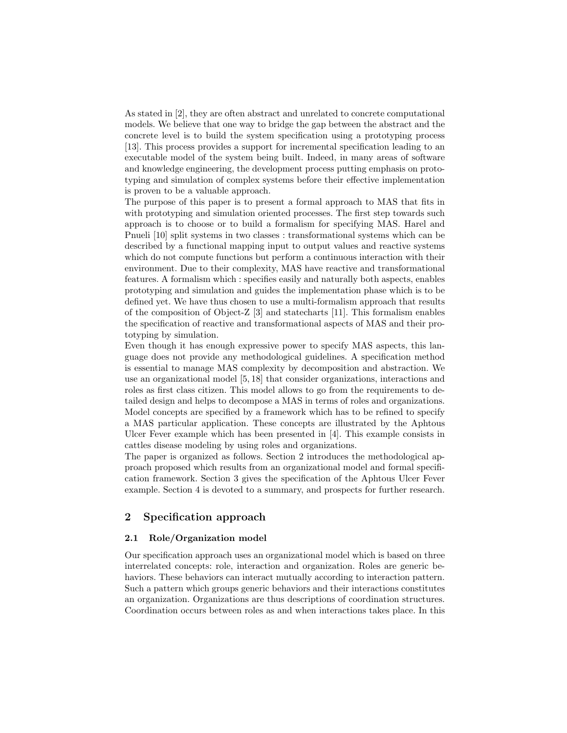As stated in [2], they are often abstract and unrelated to concrete computational models. We believe that one way to bridge the gap between the abstract and the concrete level is to build the system specification using a prototyping process [13]. This process provides a support for incremental specification leading to an executable model of the system being built. Indeed, in many areas of software and knowledge engineering, the development process putting emphasis on prototyping and simulation of complex systems before their effective implementation is proven to be a valuable approach.

The purpose of this paper is to present a formal approach to MAS that fits in with prototyping and simulation oriented processes. The first step towards such approach is to choose or to build a formalism for specifying MAS. Harel and Pnueli [10] split systems in two classes : transformational systems which can be described by a functional mapping input to output values and reactive systems which do not compute functions but perform a continuous interaction with their environment. Due to their complexity, MAS have reactive and transformational features. A formalism which : specifies easily and naturally both aspects, enables prototyping and simulation and guides the implementation phase which is to be defined yet. We have thus chosen to use a multi-formalism approach that results of the composition of Object-Z [3] and statecharts [11]. This formalism enables the specification of reactive and transformational aspects of MAS and their prototyping by simulation.

Even though it has enough expressive power to specify MAS aspects, this language does not provide any methodological guidelines. A specification method is essential to manage MAS complexity by decomposition and abstraction. We use an organizational model [5, 18] that consider organizations, interactions and roles as first class citizen. This model allows to go from the requirements to detailed design and helps to decompose a MAS in terms of roles and organizations. Model concepts are specified by a framework which has to be refined to specify a MAS particular application. These concepts are illustrated by the Aphtous Ulcer Fever example which has been presented in [4]. This example consists in cattles disease modeling by using roles and organizations.

The paper is organized as follows. Section 2 introduces the methodological approach proposed which results from an organizational model and formal specification framework. Section 3 gives the specification of the Aphtous Ulcer Fever example. Section 4 is devoted to a summary, and prospects for further research.

## 2 Specification approach

### 2.1 Role/Organization model

Our specification approach uses an organizational model which is based on three interrelated concepts: role, interaction and organization. Roles are generic behaviors. These behaviors can interact mutually according to interaction pattern. Such a pattern which groups generic behaviors and their interactions constitutes an organization. Organizations are thus descriptions of coordination structures. Coordination occurs between roles as and when interactions takes place. In this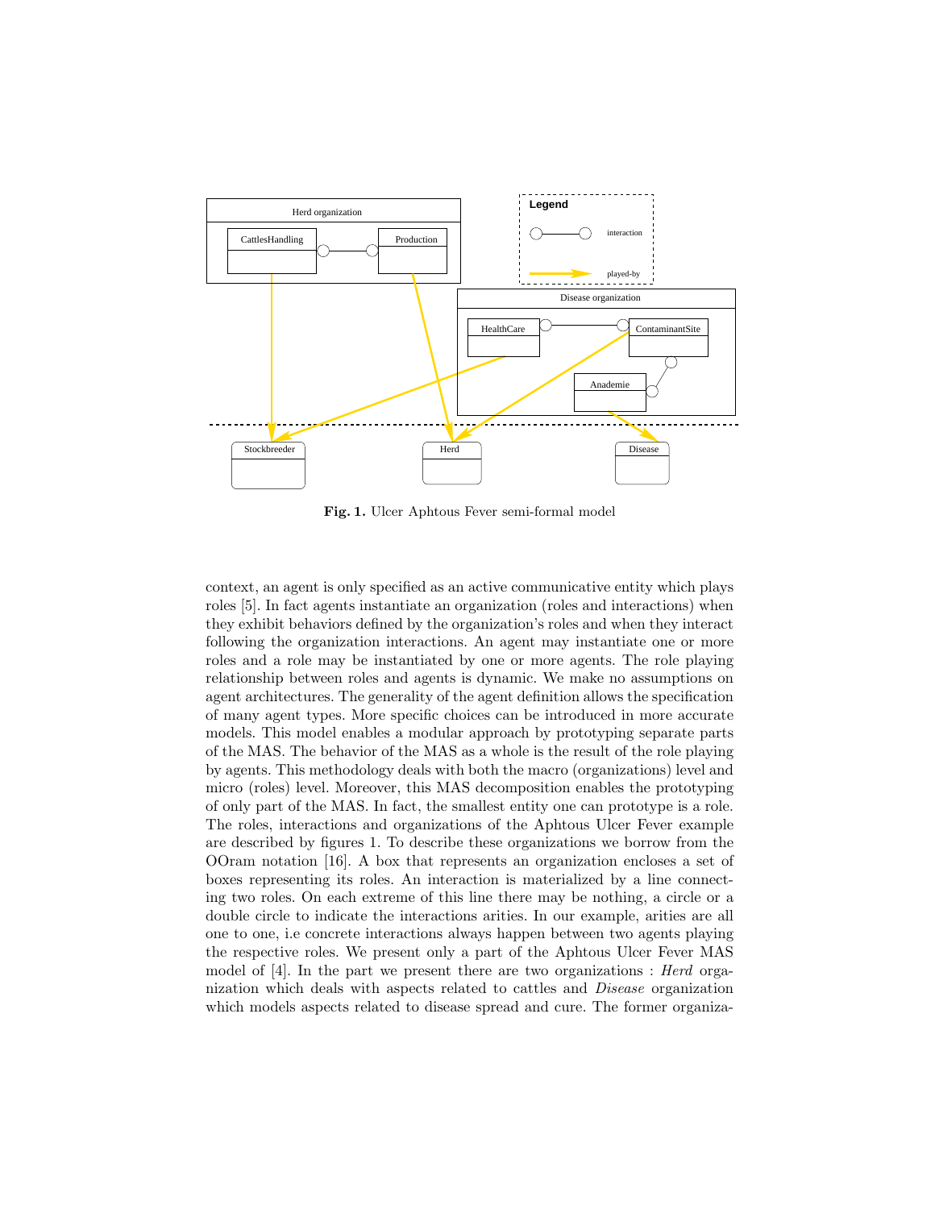**Fig. 1.** Ulcer Aphtous Fever semi-formal model

context, an agent is only specified as an active communicative entity which plays roles [5]. In fact agents instantiate an organization (roles and interactions) when they exhibit behaviors defined by the organization's roles and when they interact following the organization interactions. An agent may instantiate one or more roles and a role may be instantiated by one or more agents. The role playing relationship between roles and agents is dynamic. We make no assumptions on agent architectures. The generality of the agent definition allows the specification of many agent types. More specific choices can be introduced in more accurate models. This model enables a modular approach by prototyping separate parts of the MAS. The behavior of the MAS as a whole is the result of the role playing by agents. This methodology deals with both the macro (organizations) level and micro (roles) level. Moreover, this MAS decomposition enables the prototyping of only part of the MAS. In fact, the smallest entity one can prototype is a role. The roles, interactions and organizations of the Aphtous Ulcer Fever example are described by figures 1. To describe these organizations we borrow from the OOram notation [16]. A box that represents an organization encloses a set of boxes representing its roles. An interaction is materialized by a line connecting two roles. On each extreme of this line there may be nothing, a circle or a double circle to indicate the interactions arities. In our example, arities are all one to one, i.e concrete interactions always happen between two agents playing the respective roles. We present only a part of the Aphtous Ulcer Fever MAS model of [4]. In the part we present there are two organizations : *Herd* organization which deals with aspects related to cattles and *Disease* organization which models aspects related to disease spread and cure. The former organiza-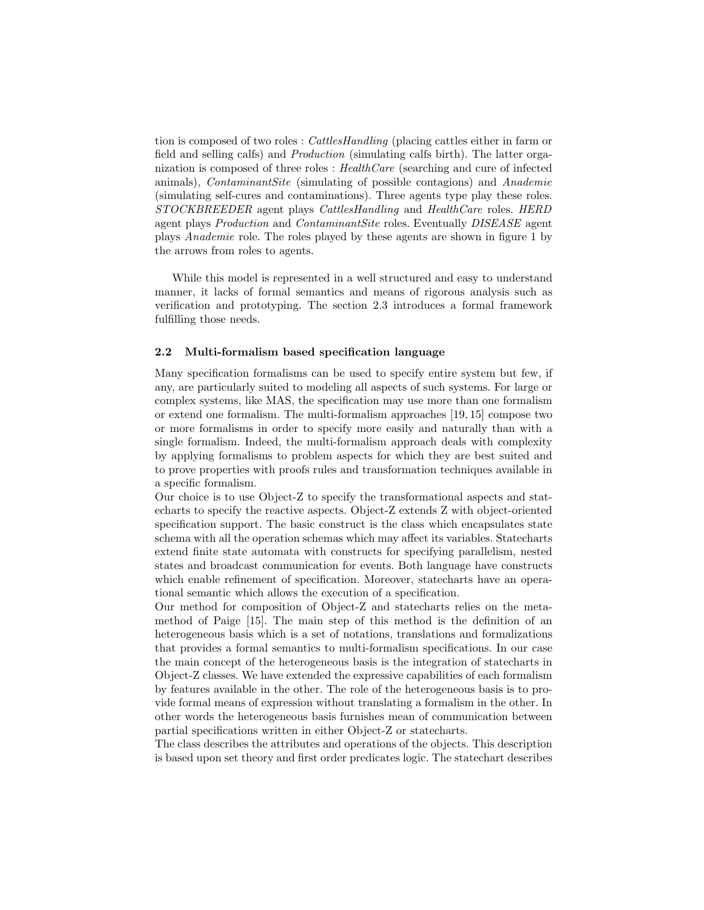tion is composed of two roles : *CattlesHandling* (placing cattles either in farm or field and selling calfs) and *Production* (simulating calfs birth). The latter organization is composed of three roles : *HealthCare* (searching and cure of infected animals), *ContaminantSite* (simulating of possible contagions) and *Anademie* (simulating self-cures and contaminations). Three agents type play these roles. *STOCKBREEDER* agent plays *CattlesHandling* and *HealthCare* roles. *HERD* agent plays *Production* and *ContaminantSite* roles. Eventually *DISEASE* agent plays *Anademie* role. The roles played by these agents are shown in figure 1 by the arrows from roles to agents.

While this model is represented in a well structured and easy to understand manner, it lacks of formal semantics and means of rigorous analysis such as verification and prototyping. The section 2.3 introduces a formal framework fulfilling those needs.

### 2.2 Multi-formalism based specification language

Many specification formalisms can be used to specify entire system but few, if any, are particularly suited to modeling all aspects of such systems. For large or complex systems, like MAS, the specification may use more than one formalism or extend one formalism. The multi-formalism approaches [19, 15] compose two or more formalisms in order to specify more easily and naturally than with a single formalism. Indeed, the multi-formalism approach deals with complexity by applying formalisms to problem aspects for which they are best suited and to prove properties with proofs rules and transformation techniques available in a specific formalism.

Our choice is to use Object-Z to specify the transformational aspects and statecharts to specify the reactive aspects. Object-Z extends Z with object-oriented specification support. The basic construct is the class which encapsulates state schema with all the operation schemas which may affect its variables. Statecharts extend finite state automata with constructs for specifying parallelism, nested states and broadcast communication for events. Both language have constructs which enable refinement of specification. Moreover, statecharts have an operational semantic which allows the execution of a specification.

Our method for composition of Object-Z and statecharts relies on the meta-method of Paige [15]. The main step of this method is the definition of an heterogeneous basis which is a set of notations, translations and formalizations that provides a formal semantics to multi-formalism specifications. In our case the main concept of the heterogeneous basis is the integration of statecharts in Object-Z classes. We have extended the expressive capabilities of each formalism by features available in the other. The role of the heterogeneous basis is to provide formal means of expression without translating a formalism in the other. In other words the heterogeneous basis furnishes mean of communication between partial specifications written in either Object-Z or statecharts.

The class describes the attributes and operations of the objects. This description is based upon set theory and first order predicates logic. The statechart describes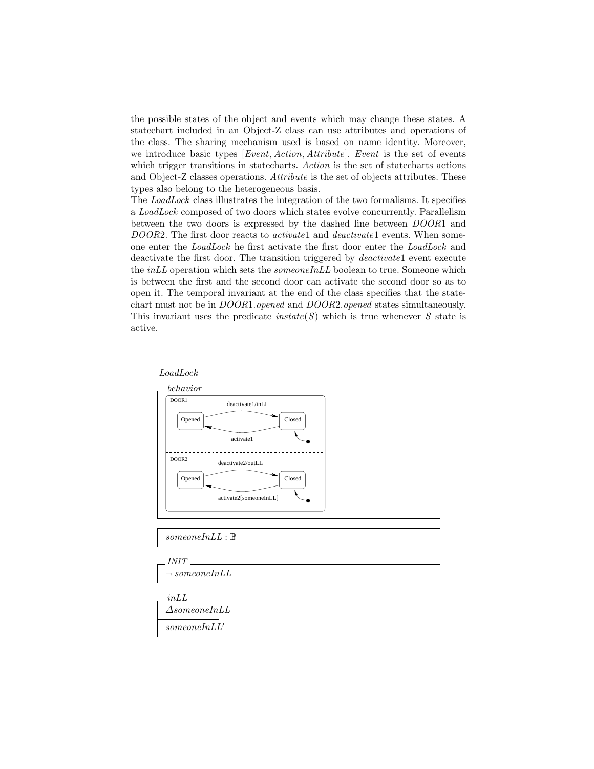the possible states of the object and events which may change these states. A statechart included in an Object-Z class can use attributes and operations of the class. The sharing mechanism used is based on name identity. Moreover, we introduce basic types $[Event, Action, Attribute]$. $Event$ is the set of events which trigger transitions in statecharts. $Action$ is the set of statecharts actions and Object-Z classes operations. $Attribute$ is the set of objects attributes. These types also belong to the heterogeneous basis.

The $LoadLock$ class illustrates the integration of the two formalisms. It specifies a $LoadLock$ composed of two doors which states evolve concurrently. Parallelism between the two doors is expressed by the dashed line between $DOOR1$ and $DOOR2$. The first door reacts to $activate1$ and $deactivate1$ events. When someone enter the $LoadLock$ he first activate the first door enter the $LoadLock$ and deactivate the first door. The transition triggered by $deactivate1$ event execute the $inLL$ operation which sets the $someoneInLL$ boolean to true. Someone which is between the first and the second door can activate the second door so as to open it. The temporal invariant at the end of the class specifies that the statechart must not be in $DOOR1.opened$ and $DOOR2.opened$ states simultaneously. This invariant uses the predicate $instate(S)$ which is true whenever $S$ state is active.

**LoadLock**

*behavior*

DOOR1: Opened —deactivate1/inLL→ Closed; Closed —activate1→ Opened; initial state: Closed

DOOR2: Opened —deactivate2/outLL→ Closed; Closed —activate2[someoneInLL]→ Opened; initial state: Closed

$someoneInLL : \mathbb{B}$

*INIT*

$\neg\ someoneInLL$

*inLL*

$\Delta someoneInLL$

$someoneInLL'$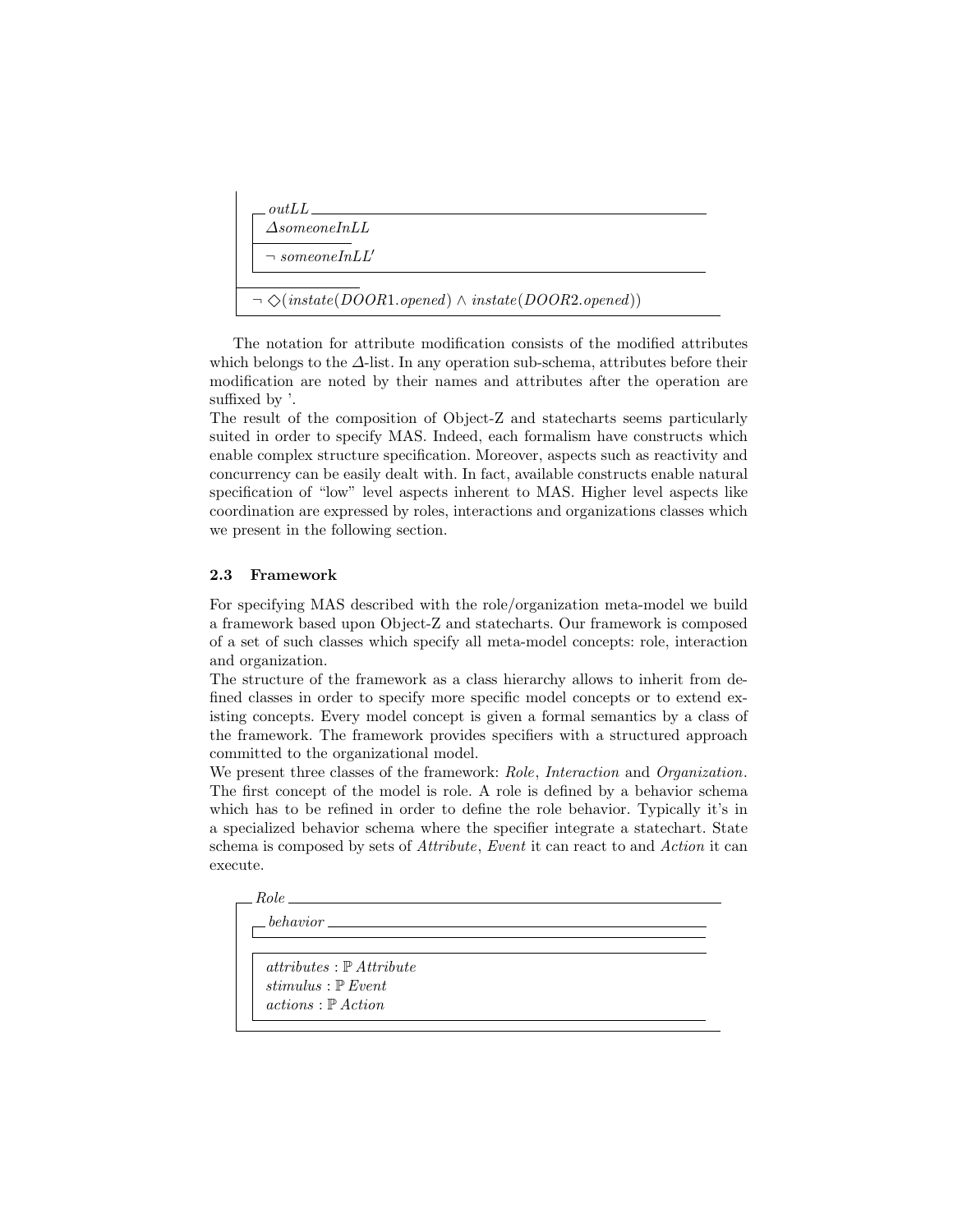```
outLL
  ΔsomeoneInLL
  ─────────────
  ¬ someoneInLL'

─────────────
¬ ◇(instate(DOOR1.opened) ∧ instate(DOOR2.opened))
```

The notation for attribute modification consists of the modified attributes which belongs to the $\Delta$-list. In any operation sub-schema, attributes before their modification are noted by their names and attributes after the operation are suffixed by '.

The result of the composition of Object-Z and statecharts seems particularly suited in order to specify MAS. Indeed, each formalism have constructs which enable complex structure specification. Moreover, aspects such as reactivity and concurrency can be easily dealt with. In fact, available constructs enable natural specification of "low" level aspects inherent to MAS. Higher level aspects like coordination are expressed by roles, interactions and organizations classes which we present in the following section.

### 2.3 Framework

For specifying MAS described with the role/organization meta-model we build a framework based upon Object-Z and statecharts. Our framework is composed of a set of such classes which specify all meta-model concepts: role, interaction and organization.

The structure of the framework as a class hierarchy allows to inherit from defined classes in order to specify more specific model concepts or to extend existing concepts. Every model concept is given a formal semantics by a class of the framework. The framework provides specifiers with a structured approach committed to the organizational model.

We present three classes of the framework: *Role*, *Interaction* and *Organization*. The first concept of the model is role. A role is defined by a behavior schema which has to be refined in order to define the role behavior. Typically it's in a specialized behavior schema where the specifier integrate a statechart. State schema is composed by sets of *Attribute*, *Event* it can react to and *Action* it can execute.

```
Role
  behavior
  ─────────────

  ─────────────
  attributes : ℙ Attribute
  stimulus : ℙ Event
  actions : ℙ Action
```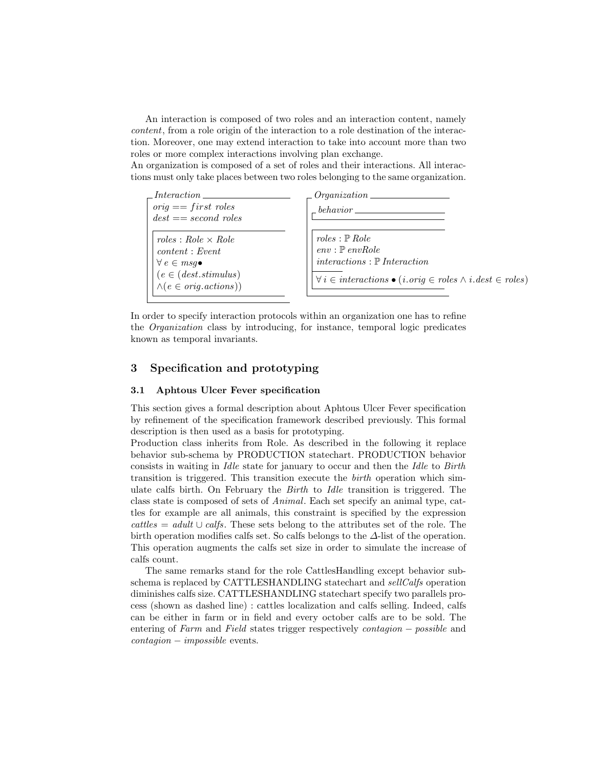An interaction is composed of two roles and an interaction content, namely *content*, from a role origin of the interaction to a role destination of the interaction. Moreover, one may extend interaction to take into account more than two roles or more complex interactions involving plan exchange.
An organization is composed of a set of roles and their interactions. All interactions must only take places between two roles belonging to the same organization.

*Interaction*

$orig == first\ roles$
$dest == second\ roles$

$roles : Role \times Role$
$content : Event$
$\forall\ e \in msg \bullet$
$(e \in (dest.stimulus)$
$\wedge (e \in orig.actions))$

*Organization*

*behavior*

$roles : \mathbb{P}\ Role$
$env : \mathbb{P}\ envRole$
$interactions : \mathbb{P}\ Interaction$

$\forall\ i \in interactions \bullet (i.orig \in roles \wedge i.dest \in roles)$

In order to specify interaction protocols within an organization one has to refine the *Organization* class by introducing, for instance, temporal logic predicates known as temporal invariants.

## 3 Specification and prototyping

### 3.1 Aphtous Ulcer Fever specification

This section gives a formal description about Aphtous Ulcer Fever specification by refinement of the specification framework described previously. This formal description is then used as a basis for prototyping.
Production class inherits from Role. As described in the following it replace behavior sub-schema by PRODUCTION statechart. PRODUCTION behavior consists in waiting in *Idle* state for january to occur and then the *Idle* to *Birth* transition is triggered. This transition execute the *birth* operation which simulate calfs birth. On February the *Birth* to *Idle* transition is triggered. The class state is composed of sets of *Animal*. Each set specify an animal type, cattles for example are all animals, this constraint is specified by the expression $cattles = adult \cup calfs$. These sets belong to the attributes set of the role. The birth operation modifies calfs set. So calfs belongs to the $\Delta$-list of the operation. This operation augments the calfs set size in order to simulate the increase of calfs count.

The same remarks stand for the role CattlesHandling except behavior subschema is replaced by CATTLESHANDLING statechart and *sellCalfs* operation diminishes calfs size. CATTLESHANDLING statechart specify two parallels process (shown as dashed line) : cattles localization and calfs selling. Indeed, calfs can be either in farm or in field and every october calfs are to be sold. The entering of *Farm* and *Field* states trigger respectively $contagion - possible$ and $contagion - impossible$ events.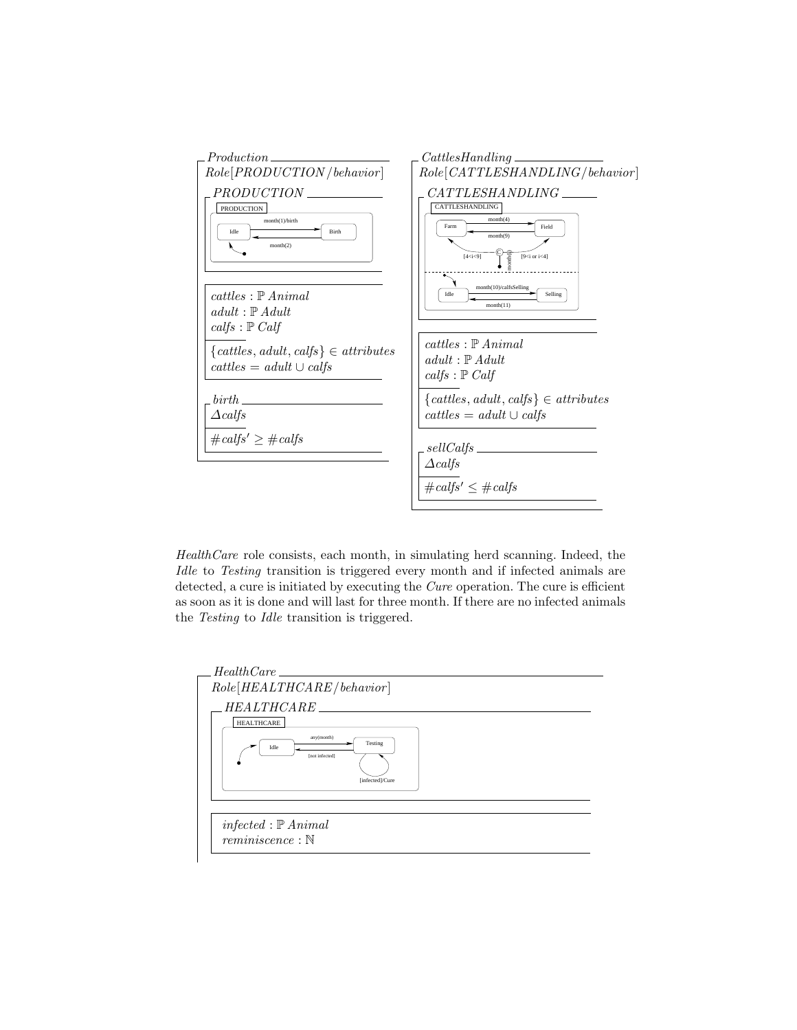*Production*

$Role[PRODUCTION/behavior]$

*PRODUCTION*

PRODUCTION

Idle — month(1)/birth → Birth

Birth — month(2) → Idle

$cattles : \mathbb{P}\, Animal$
$adult : \mathbb{P}\, Adult$
$calfs : \mathbb{P}\, Calf$

$\{cattles, adult, calfs\} \in attributes$
$cattles = adult \cup calfs$

*birth*

$\Delta calfs$

$\#calfs' \geq \#calfs$

*CattlesHandling*

$Role[CATTLESHANDLING/behavior]$

*CATTLESHANDLING*

CATTLESHANDLING

Farm — month(4) → Field

Field — month(9) → Farm

C — month — [4<i<9] → Farm; [9<i or i<4] → Field

Idle — month(10)/calfsSelling → Selling

Selling — month(11) → Idle

$cattles : \mathbb{P}\, Animal$
$adult : \mathbb{P}\, Adult$
$calfs : \mathbb{P}\, Calf$

$\{cattles, adult, calfs\} \in attributes$
$cattles = adult \cup calfs$

*sellCalfs*

$\Delta calfs$

$\#calfs' \leq \#calfs$

*HealthCare* role consists, each month, in simulating herd scanning. Indeed, the *Idle* to *Testing* transition is triggered every month and if infected animals are detected, a cure is initiated by executing the *Cure* operation. The cure is efficient as soon as it is done and will last for three month. If there are no infected animals the *Testing* to *Idle* transition is triggered.

*HealthCare*

$Role[HEALTHCARE/behavior]$

*HEALTHCARE*

HEALTHCARE

Idle — any(month) → Testing

Testing — [not infected] → Idle

Testing — [infected]/Cure → Testing

$infected : \mathbb{P}\, Animal$
$reminiscence : \mathbb{N}$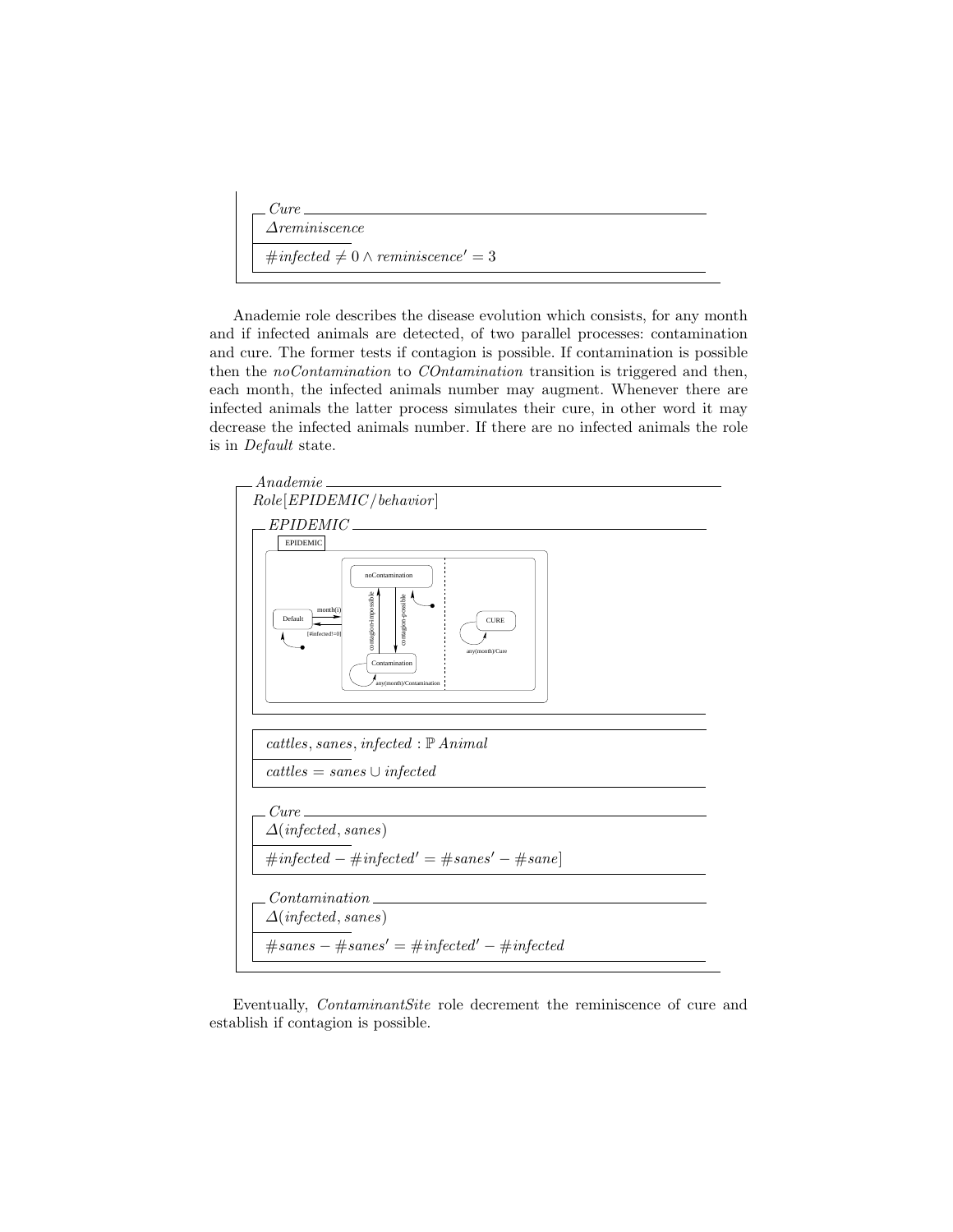*Cure*

$\Delta reminiscence$

$\#infected \neq 0 \land reminiscence' = 3$

Anademie role describes the disease evolution which consists, for any month and if infected animals are detected, of two parallel processes: contamination and cure. The former tests if contagion is possible. If contamination is possible then the *noContamination* to *COntamination* transition is triggered and then, each month, the infected animals number may augment. Whenever there are infected animals the latter process simulates their cure, in other word it may decrease the infected animals number. If there are no infected animals the role is in *Default* state.

*Anademie*

$Role[EPIDEMIC/behavior]$

*EPIDEMIC*

EPIDEMIC

Default — month(i) → ; [#infected!=0] ; noContamination ; contagion-impossible ; contagion-possible ; Contamination ; any(month)/Contamination ; CURE ; any(month)/Cure

$cattles, sanes, infected : \mathbb{P}\ Animal$

$cattles = sanes \cup infected$

*Cure*

$\Delta(infected, sanes)$

$\#infected - \#infected' = \#sanes' - \#sane]$

*Contamination*

$\Delta(infected, sanes)$

$\#sanes - \#sanes' = \#infected' - \#infected$

Eventually, *ContaminantSite* role decrement the reminiscence of cure and establish if contagion is possible.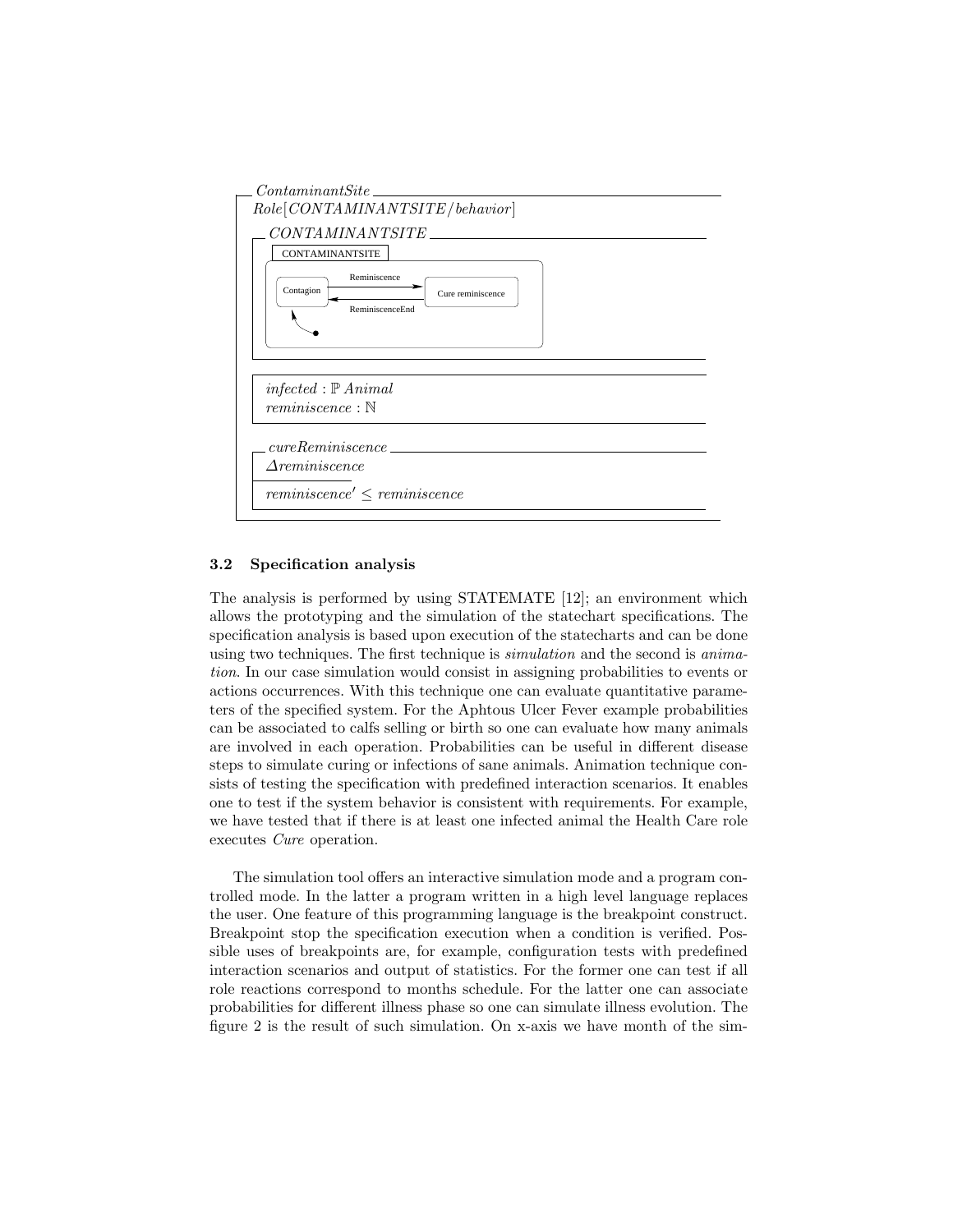*ContaminantSite*

*Role*[*CONTAMINANTSITE*/*behavior*]

*CONTAMINANTSITE*

CONTAMINANTSITE

Contagion — Reminiscence → Cure reminiscence — ReminiscenceEnd → Contagion

$infected : \mathbb{P}\ Animal$
$reminiscence : \mathbb{N}$

*cureReminiscence*

$\Delta reminiscence$

$reminiscence' \leq reminiscence$

### 3.2 Specification analysis

The analysis is performed by using STATEMATE [12]; an environment which allows the prototyping and the simulation of the statechart specifications. The specification analysis is based upon execution of the statecharts and can be done using two techniques. The first technique is *simulation* and the second is *animation*. In our case simulation would consist in assigning probabilities to events or actions occurrences. With this technique one can evaluate quantitative parameters of the specified system. For the Aphtous Ulcer Fever example probabilities can be associated to calfs selling or birth so one can evaluate how many animals are involved in each operation. Probabilities can be useful in different disease steps to simulate curing or infections of sane animals. Animation technique consists of testing the specification with predefined interaction scenarios. It enables one to test if the system behavior is consistent with requirements. For example, we have tested that if there is at least one infected animal the Health Care role executes *Cure* operation.

The simulation tool offers an interactive simulation mode and a program controlled mode. In the latter a program written in a high level language replaces the user. One feature of this programming language is the breakpoint construct. Breakpoint stop the specification execution when a condition is verified. Possible uses of breakpoints are, for example, configuration tests with predefined interaction scenarios and output of statistics. For the former one can test if all role reactions correspond to months schedule. For the latter one can associate probabilities for different illness phase so one can simulate illness evolution. The figure 2 is the result of such simulation. On x-axis we have month of the sim-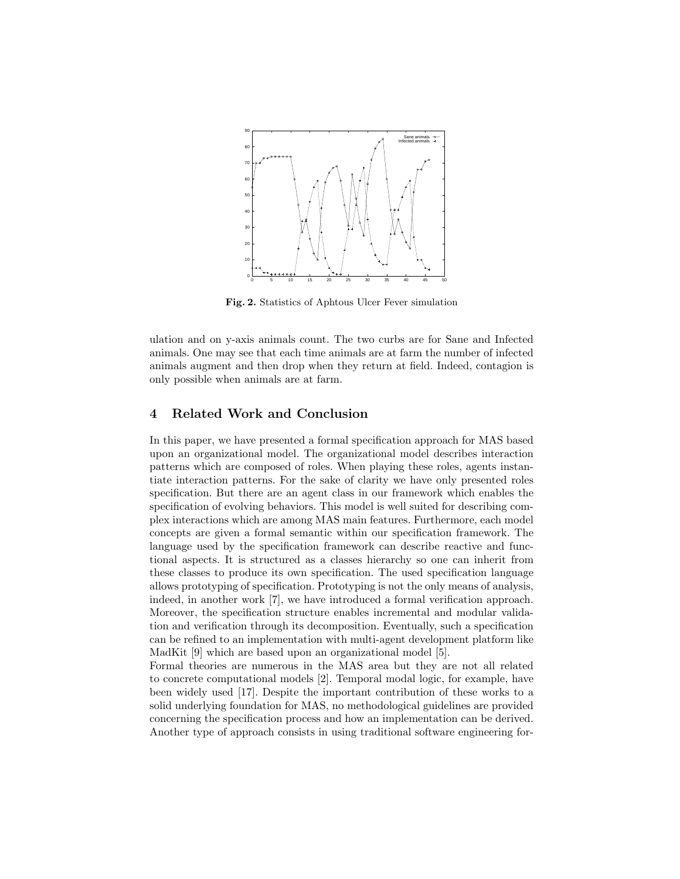Fig. 2. Statistics of Aphtous Ulcer Fever simulation

ulation and on y-axis animals count. The two curbs are for Sane and Infected animals. One may see that each time animals are at farm the number of infected animals augment and then drop when they return at field. Indeed, contagion is only possible when animals are at farm.

## 4 Related Work and Conclusion

In this paper, we have presented a formal specification approach for MAS based upon an organizational model. The organizational model describes interaction patterns which are composed of roles. When playing these roles, agents instantiate interaction patterns. For the sake of clarity we have only presented roles specification. But there are an agent class in our framework which enables the specification of evolving behaviors. This model is well suited for describing complex interactions which are among MAS main features. Furthermore, each model concepts are given a formal semantic within our specification framework. The language used by the specification framework can describe reactive and functional aspects. It is structured as a classes hierarchy so one can inherit from these classes to produce its own specification. The used specification language allows prototyping of specification. Prototyping is not the only means of analysis, indeed, in another work [7], we have introduced a formal verification approach. Moreover, the specification structure enables incremental and modular validation and verification through its decomposition. Eventually, such a specification can be refined to an implementation with multi-agent development platform like MadKit [9] which are based upon an organizational model [5].

Formal theories are numerous in the MAS area but they are not all related to concrete computational models [2]. Temporal modal logic, for example, have been widely used [17]. Despite the important contribution of these works to a solid underlying foundation for MAS, no methodological guidelines are provided concerning the specification process and how an implementation can be derived. Another type of approach consists in using traditional software engineering for-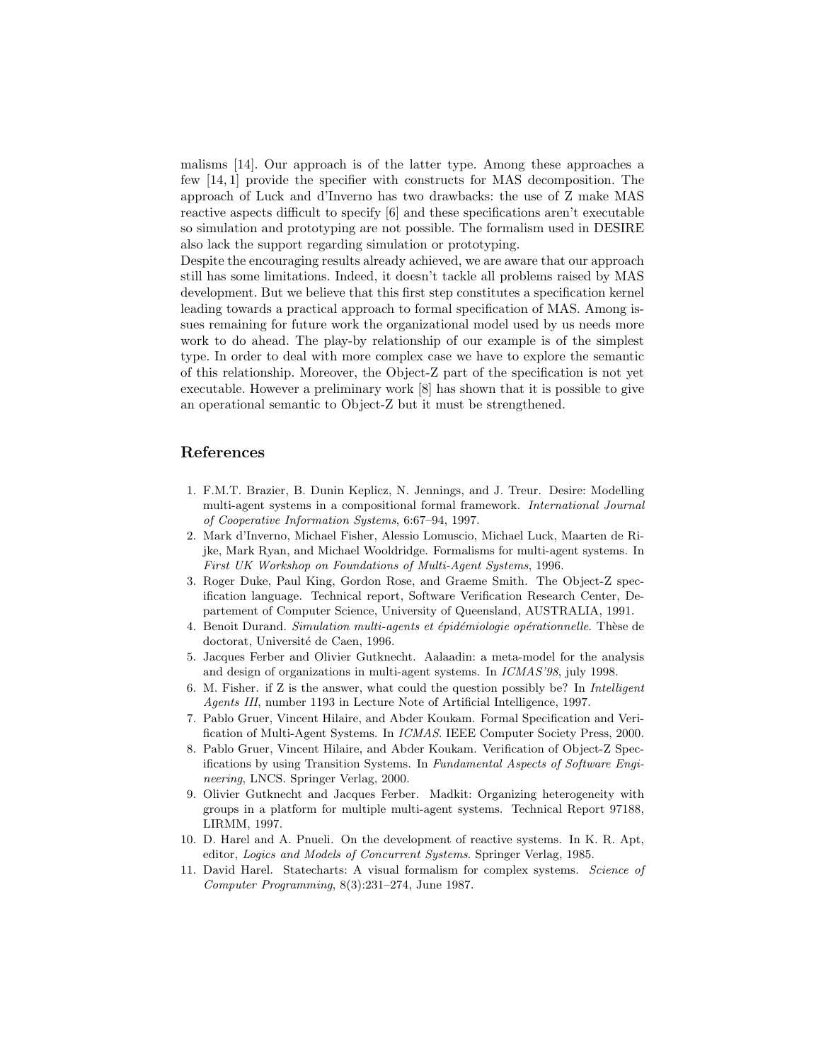malisms [14]. Our approach is of the latter type. Among these approaches a few [14, 1] provide the specifier with constructs for MAS decomposition. The approach of Luck and d'Inverno has two drawbacks: the use of Z make MAS reactive aspects difficult to specify [6] and these specifications aren't executable so simulation and prototyping are not possible. The formalism used in DESIRE also lack the support regarding simulation or prototyping.
Despite the encouraging results already achieved, we are aware that our approach still has some limitations. Indeed, it doesn't tackle all problems raised by MAS development. But we believe that this first step constitutes a specification kernel leading towards a practical approach to formal specification of MAS. Among issues remaining for future work the organizational model used by us needs more work to do ahead. The play-by relationship of our example is of the simplest type. In order to deal with more complex case we have to explore the semantic of this relationship. Moreover, the Object-Z part of the specification is not yet executable. However a preliminary work [8] has shown that it is possible to give an operational semantic to Object-Z but it must be strengthened.

## References

1. F.M.T. Brazier, B. Dunin Keplicz, N. Jennings, and J. Treur. Desire: Modelling multi-agent systems in a compositional formal framework. *International Journal of Cooperative Information Systems*, 6:67–94, 1997.
2. Mark d'Inverno, Michael Fisher, Alessio Lomuscio, Michael Luck, Maarten de Rijke, Mark Ryan, and Michael Wooldridge. Formalisms for multi-agent systems. In *First UK Workshop on Foundations of Multi-Agent Systems*, 1996.
3. Roger Duke, Paul King, Gordon Rose, and Graeme Smith. The Object-Z specification language. Technical report, Software Verification Research Center, Departement of Computer Science, University of Queensland, AUSTRALIA, 1991.
4. Benoit Durand. *Simulation multi-agents et épidémiologie opérationnelle*. Thèse de doctorat, Université de Caen, 1996.
5. Jacques Ferber and Olivier Gutknecht. Aalaadin: a meta-model for the analysis and design of organizations in multi-agent systems. In *ICMAS'98*, july 1998.
6. M. Fisher. if Z is the answer, what could the question possibly be? In *Intelligent Agents III*, number 1193 in Lecture Note of Artificial Intelligence, 1997.
7. Pablo Gruer, Vincent Hilaire, and Abder Koukam. Formal Specification and Verification of Multi-Agent Systems. In *ICMAS*. IEEE Computer Society Press, 2000.
8. Pablo Gruer, Vincent Hilaire, and Abder Koukam. Verification of Object-Z Specifications by using Transition Systems. In *Fundamental Aspects of Software Engineering*, LNCS. Springer Verlag, 2000.
9. Olivier Gutknecht and Jacques Ferber. Madkit: Organizing heterogeneity with groups in a platform for multiple multi-agent systems. Technical Report 97188, LIRMM, 1997.
10. D. Harel and A. Pnueli. On the development of reactive systems. In K. R. Apt, editor, *Logics and Models of Concurrent Systems*. Springer Verlag, 1985.
11. David Harel. Statecharts: A visual formalism for complex systems. *Science of Computer Programming*, 8(3):231–274, June 1987.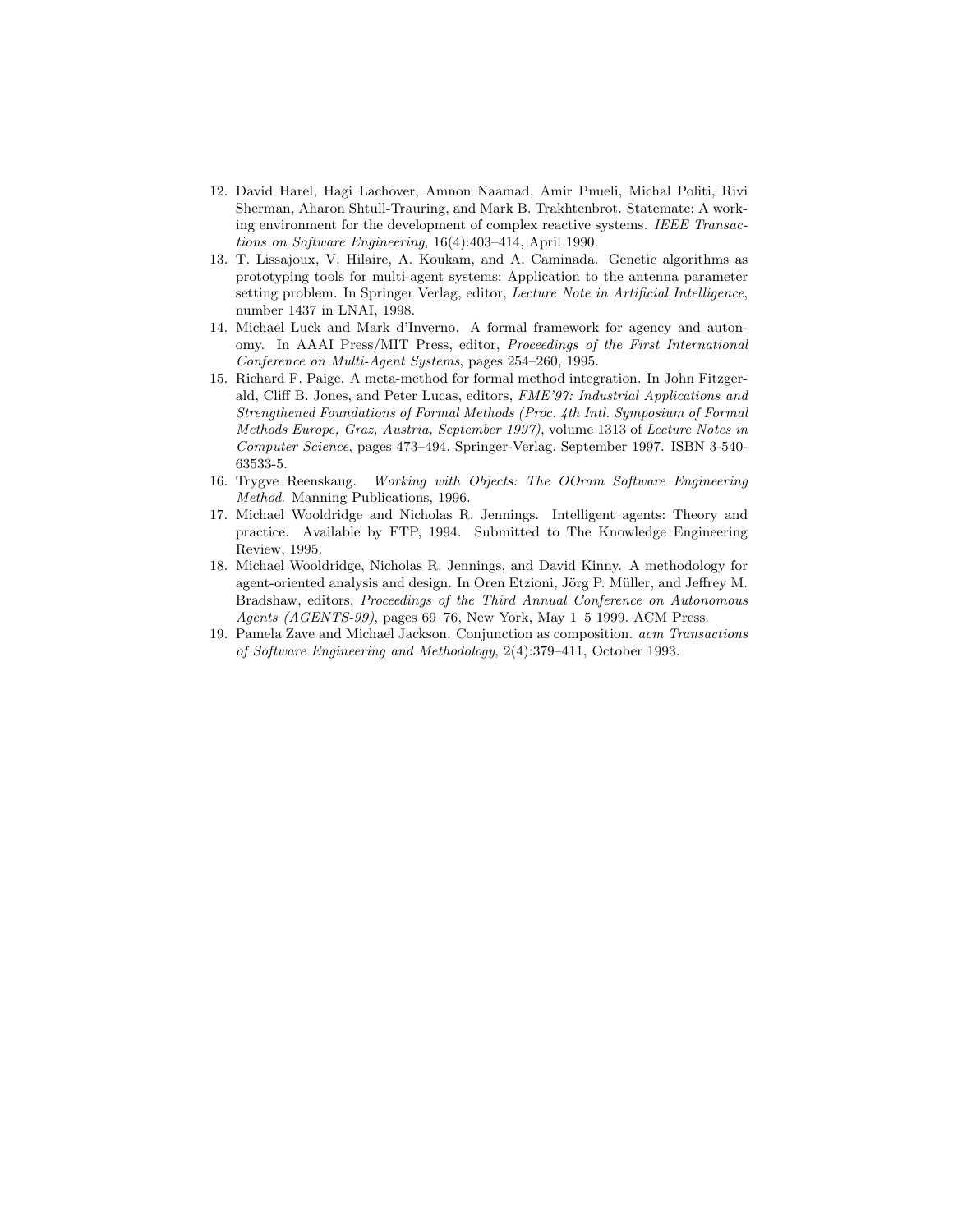12. David Harel, Hagi Lachover, Amnon Naamad, Amir Pnueli, Michal Politi, Rivi Sherman, Aharon Shtull-Trauring, and Mark B. Trakhtenbrot. Statemate: A working environment for the development of complex reactive systems. *IEEE Transactions on Software Engineering*, 16(4):403–414, April 1990.
13. T. Lissajoux, V. Hilaire, A. Koukam, and A. Caminada. Genetic algorithms as prototyping tools for multi-agent systems: Application to the antenna parameter setting problem. In Springer Verlag, editor, *Lecture Note in Artificial Intelligence*, number 1437 in LNAI, 1998.
14. Michael Luck and Mark d'Inverno. A formal framework for agency and autonomy. In AAAI Press/MIT Press, editor, *Proceedings of the First International Conference on Multi-Agent Systems*, pages 254–260, 1995.
15. Richard F. Paige. A meta-method for formal method integration. In John Fitzgerald, Cliff B. Jones, and Peter Lucas, editors, *FME'97: Industrial Applications and Strengthened Foundations of Formal Methods (Proc. 4th Intl. Symposium of Formal Methods Europe, Graz, Austria, September 1997)*, volume 1313 of *Lecture Notes in Computer Science*, pages 473–494. Springer-Verlag, September 1997. ISBN 3-540-63533-5.
16. Trygve Reenskaug. *Working with Objects: The OOram Software Engineering Method*. Manning Publications, 1996.
17. Michael Wooldridge and Nicholas R. Jennings. Intelligent agents: Theory and practice. Available by FTP, 1994. Submitted to The Knowledge Engineering Review, 1995.
18. Michael Wooldridge, Nicholas R. Jennings, and David Kinny. A methodology for agent-oriented analysis and design. In Oren Etzioni, Jörg P. Müller, and Jeffrey M. Bradshaw, editors, *Proceedings of the Third Annual Conference on Autonomous Agents (AGENTS-99)*, pages 69–76, New York, May 1–5 1999. ACM Press.
19. Pamela Zave and Michael Jackson. Conjunction as composition. *acm Transactions of Software Engineering and Methodology*, 2(4):379–411, October 1993.